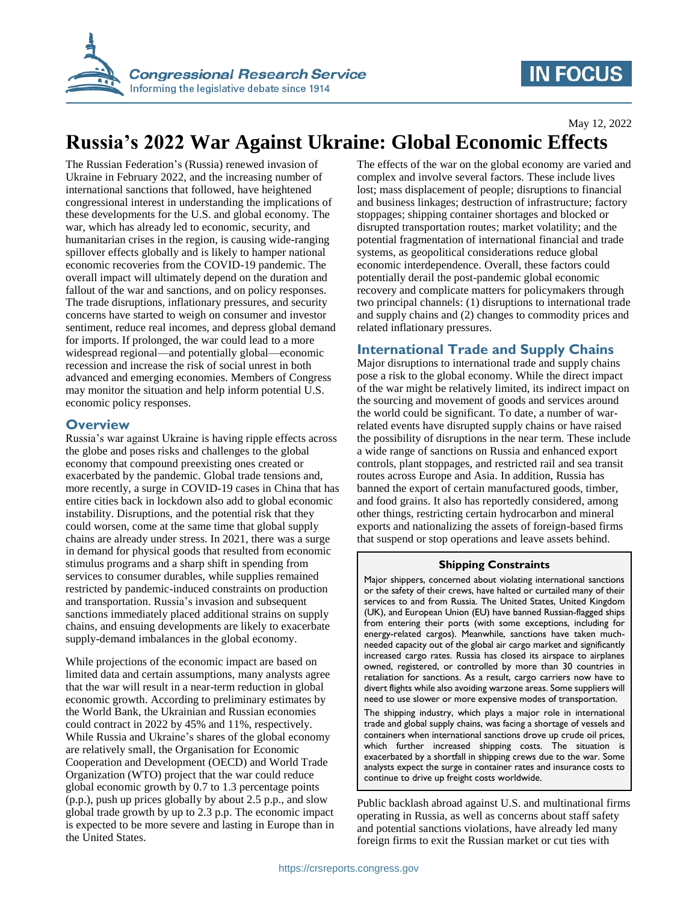May 12, 2022

# Russia's 2022 War Against Ukraine: Global Economic Effects

The Russian Federation's (Russia) renewed invasion of Ukraine in February 2022, and the increasing number of international sanctions that followed, have heightened congressional interest in understanding the implications of these developments for the U.S. and global economy. The war, which has already led to economic, security, and humanitarian crises in the region, is causing wide-ranging spillover effects globally and is likely to hamper national economic recoveries from the COVID-19 pandemic. The overall impact will ultimately depend on the duration and fallout of the war and sanctions, and on policy responses. The trade disruptions, inflationary pressures, and security concerns have started to weigh on consumer and investor sentiment, reduce real incomes, and depress global demand for imports. If prolonged, the war could lead to a more widespread regional—and potentially global—economic recession and increase the risk of social unrest in both advanced and emerging economies. Members of Congress may monitor the situation and help inform potential U.S. economic policy responses.

## Overview

Russia's war against Ukraine is having ripple effects across the globe and poses risks and challenges to the global economy that compound preexisting ones created or exacerbated by the pandemic. Global trade tensions and, more recently, a surge in COVID-19 cases in China that has entire cities back in lockdown also add to global economic instability. Disruptions, and the potential risk that they could worsen, come at the same time that global supply chains are already under stress. In 2021, there was a surge in demand for physical goods that resulted from economic stimulus programs and a sharp shift in spending from services to consumer durables, while supplies remained restricted by pandemic-induced constraints on production and transportation. Russia's invasion and subsequent sanctions immediately placed additional strains on supply chains, and ensuing developments are likely to exacerbate supply-demand imbalances in the global economy.

While projections of the economic impact are based on limited data and certain assumptions, many analysts agree that the war will result in a near-term reduction in global economic growth. According to preliminary estimates by the World Bank, the Ukrainian and Russian economies could contract in 2022 by 45% and 11%, respectively. While Russia and Ukraine's shares of the global economy are relatively small, the Organisation for Economic Cooperation and Development (OECD) and World Trade Organization (WTO) project that the war could reduce global economic growth by 0.7 to 1.3 percentage points (p.p.), push up prices globally by about 2.5 p.p., and slow global trade growth by up to 2.3 p.p. The economic impact is expected to be more severe and lasting in Europe than in the United States.

The effects of the war on the global economy are varied and complex and involve several factors. These include lives lost; mass displacement of people; disruptions to financial and business linkages; destruction of infrastructure; factory stoppages; shipping container shortages and blocked or disrupted transportation routes; market volatility; and the potential fragmentation of international financial and trade systems, as geopolitical considerations reduce global economic interdependence. Overall, these factors could potentially derail the post-pandemic global economic recovery and complicate matters for policymakers through two principal channels: (1) disruptions to international trade and supply chains and (2) changes to commodity prices and related inflationary pressures.

## International Trade and Supply Chains

Major disruptions to international trade and supply chains pose a risk to the global economy. While the direct impact of the war might be relatively limited, its indirect impact on the sourcing and movement of goods and services around the world could be significant. To date, a number of war-related events have disrupted supply chains or have raised the possibility of disruptions in the near term. These include a wide range of sanctions on Russia and enhanced export controls, plant stoppages, and restricted rail and sea transit routes across Europe and Asia. In addition, Russia has banned the export of certain manufactured goods, timber, and food grains. It also has reportedly considered, among other things, restricting certain hydrocarbon and mineral exports and nationalizing the assets of foreign-based firms that suspend or stop operations and leave assets behind.

> **Shipping Constraints**
>
> Major shippers, concerned about violating international sanctions or the safety of their crews, have halted or curtailed many of their services to and from Russia. The United States, United Kingdom (UK), and European Union (EU) have banned Russian-flagged ships from entering their ports (with some exceptions, including for energy-related cargos). Meanwhile, sanctions have taken much-needed capacity out of the global air cargo market and significantly increased cargo rates. Russia has closed its airspace to airplanes owned, registered, or controlled by more than 30 countries in retaliation for sanctions. As a result, cargo carriers now have to divert flights while also avoiding warzone areas. Some suppliers will need to use slower or more expensive modes of transportation.
>
> The shipping industry, which plays a major role in international trade and global supply chains, was facing a shortage of vessels and containers when international sanctions drove up crude oil prices, which further increased shipping costs. The situation is exacerbated by a shortfall in shipping crews due to the war. Some analysts expect the surge in container rates and insurance costs to continue to drive up freight costs worldwide.

Public backlash abroad against U.S. and multinational firms operating in Russia, as well as concerns about staff safety and potential sanctions violations, have already led many foreign firms to exit the Russian market or cut ties with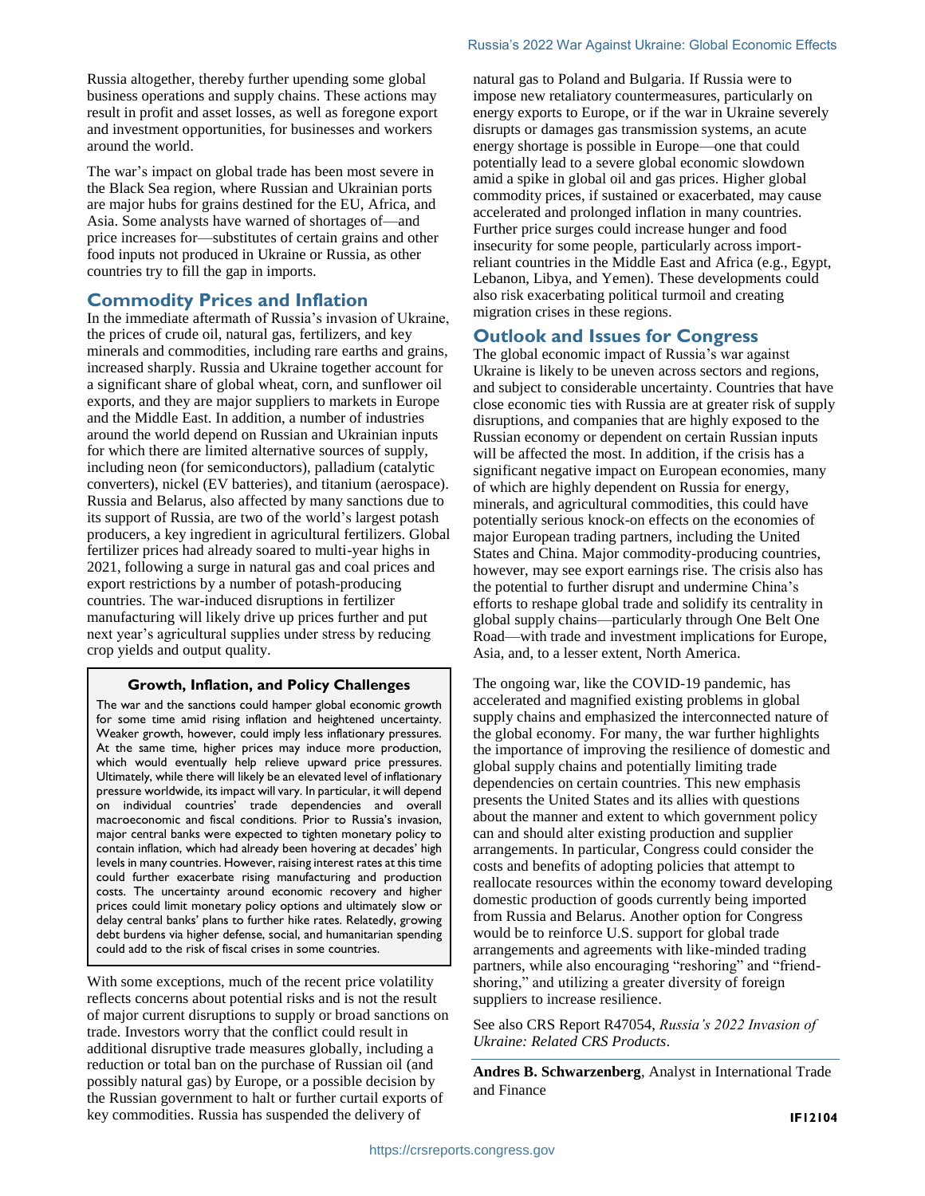Russia altogether, thereby further upending some global business operations and supply chains. These actions may result in profit and asset losses, as well as foregone export and investment opportunities, for businesses and workers around the world.

The war's impact on global trade has been most severe in the Black Sea region, where Russian and Ukrainian ports are major hubs for grains destined for the EU, Africa, and Asia. Some analysts have warned of shortages of—and price increases for—substitutes of certain grains and other food inputs not produced in Ukraine or Russia, as other countries try to fill the gap in imports.

## Commodity Prices and Inflation

In the immediate aftermath of Russia's invasion of Ukraine, the prices of crude oil, natural gas, fertilizers, and key minerals and commodities, including rare earths and grains, increased sharply. Russia and Ukraine together account for a significant share of global wheat, corn, and sunflower oil exports, and they are major suppliers to markets in Europe and the Middle East. In addition, a number of industries around the world depend on Russian and Ukrainian inputs for which there are limited alternative sources of supply, including neon (for semiconductors), palladium (catalytic converters), nickel (EV batteries), and titanium (aerospace). Russia and Belarus, also affected by many sanctions due to its support of Russia, are two of the world's largest potash producers, a key ingredient in agricultural fertilizers. Global fertilizer prices had already soared to multi-year highs in 2021, following a surge in natural gas and coal prices and export restrictions by a number of potash-producing countries. The war-induced disruptions in fertilizer manufacturing will likely drive up prices further and put next year's agricultural supplies under stress by reducing crop yields and output quality.

> **Growth, Inflation, and Policy Challenges**
>
> The war and the sanctions could hamper global economic growth for some time amid rising inflation and heightened uncertainty. Weaker growth, however, could imply less inflationary pressures. At the same time, higher prices may induce more production, which would eventually help relieve upward price pressures. Ultimately, while there will likely be an elevated level of inflationary pressure worldwide, its impact will vary. In particular, it will depend on individual countries' trade dependencies and overall macroeconomic and fiscal conditions. Prior to Russia's invasion, major central banks were expected to tighten monetary policy to contain inflation, which had already been hovering at decades' high levels in many countries. However, raising interest rates at this time could further exacerbate rising manufacturing and production costs. The uncertainty around economic recovery and higher prices could limit monetary policy options and ultimately slow or delay central banks' plans to further hike rates. Relatedly, growing debt burdens via higher defense, social, and humanitarian spending could add to the risk of fiscal crises in some countries.

With some exceptions, much of the recent price volatility reflects concerns about potential risks and is not the result of major current disruptions to supply or broad sanctions on trade. Investors worry that the conflict could result in additional disruptive trade measures globally, including a reduction or total ban on the purchase of Russian oil (and possibly natural gas) by Europe, or a possible decision by the Russian government to halt or further curtail exports of key commodities. Russia has suspended the delivery of natural gas to Poland and Bulgaria. If Russia were to impose new retaliatory countermeasures, particularly on energy exports to Europe, or if the war in Ukraine severely disrupts or damages gas transmission systems, an acute energy shortage is possible in Europe—one that could potentially lead to a severe global economic slowdown amid a spike in global oil and gas prices. Higher global commodity prices, if sustained or exacerbated, may cause accelerated and prolonged inflation in many countries. Further price surges could increase hunger and food insecurity for some people, particularly across import-reliant countries in the Middle East and Africa (e.g., Egypt, Lebanon, Libya, and Yemen). These developments could also risk exacerbating political turmoil and creating migration crises in these regions.

## Outlook and Issues for Congress

The global economic impact of Russia's war against Ukraine is likely to be uneven across sectors and regions, and subject to considerable uncertainty. Countries that have close economic ties with Russia are at greater risk of supply disruptions, and companies that are highly exposed to the Russian economy or dependent on certain Russian inputs will be affected the most. In addition, if the crisis has a significant negative impact on European economies, many of which are highly dependent on Russia for energy, minerals, and agricultural commodities, this could have potentially serious knock-on effects on the economies of major European trading partners, including the United States and China. Major commodity-producing countries, however, may see export earnings rise. The crisis also has the potential to further disrupt and undermine China's efforts to reshape global trade and solidify its centrality in global supply chains—particularly through One Belt One Road—with trade and investment implications for Europe, Asia, and, to a lesser extent, North America.

The ongoing war, like the COVID-19 pandemic, has accelerated and magnified existing problems in global supply chains and emphasized the interconnected nature of the global economy. For many, the war further highlights the importance of improving the resilience of domestic and global supply chains and potentially limiting trade dependencies on certain countries. This new emphasis presents the United States and its allies with questions about the manner and extent to which government policy can and should alter existing production and supplier arrangements. In particular, Congress could consider the costs and benefits of adopting policies that attempt to reallocate resources within the economy toward developing domestic production of goods currently being imported from Russia and Belarus. Another option for Congress would be to reinforce U.S. support for global trade arrangements and agreements with like-minded trading partners, while also encouraging "reshoring" and "friend-shoring," and utilizing a greater diversity of foreign suppliers to increase resilience.

See also CRS Report R47054, *Russia's 2022 Invasion of Ukraine: Related CRS Products*.

**Andres B. Schwarzenberg**, Analyst in International Trade and Finance

IF12104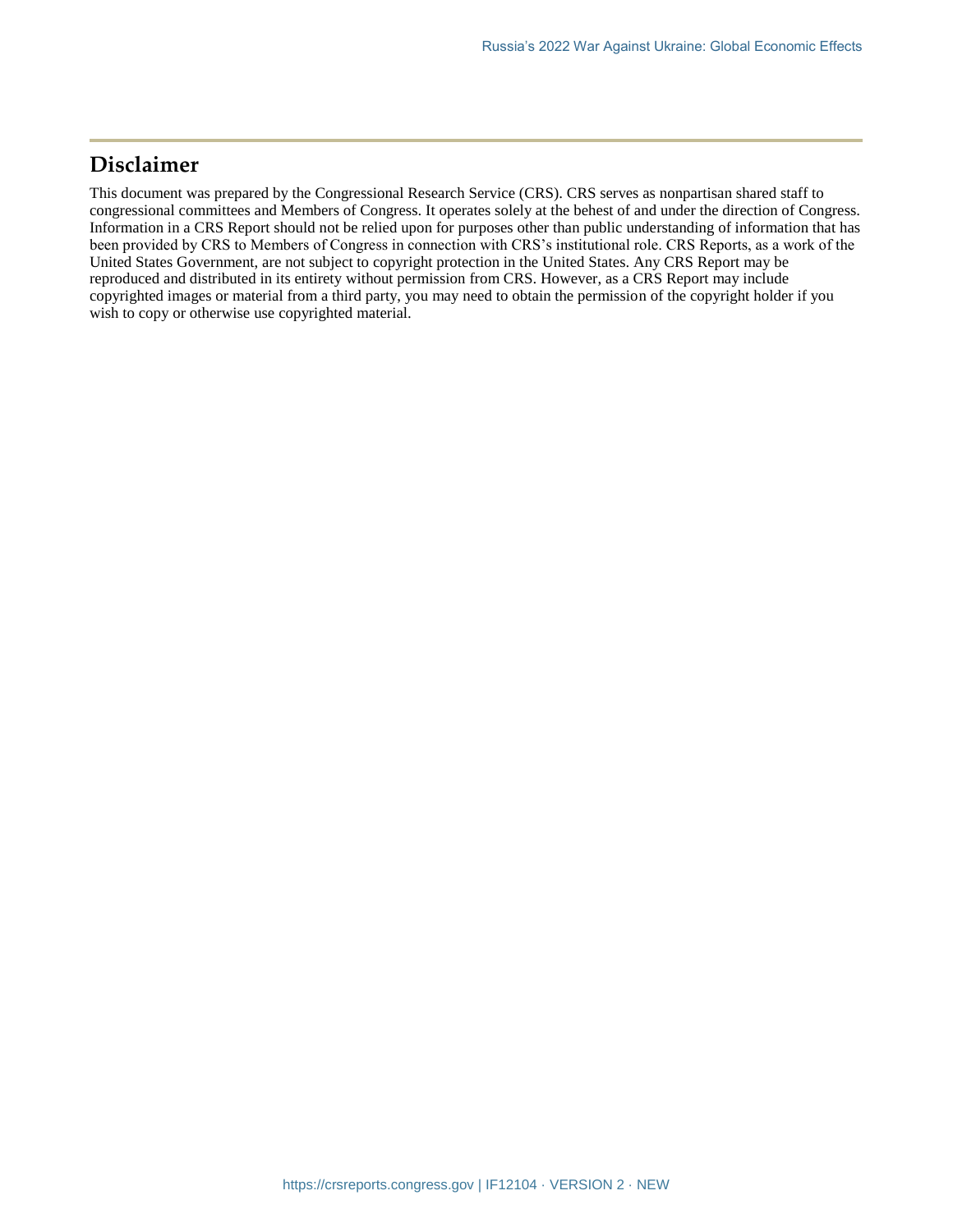## Disclaimer

This document was prepared by the Congressional Research Service (CRS). CRS serves as nonpartisan shared staff to congressional committees and Members of Congress. It operates solely at the behest of and under the direction of Congress. Information in a CRS Report should not be relied upon for purposes other than public understanding of information that has been provided by CRS to Members of Congress in connection with CRS's institutional role. CRS Reports, as a work of the United States Government, are not subject to copyright protection in the United States. Any CRS Report may be reproduced and distributed in its entirety without permission from CRS. However, as a CRS Report may include copyrighted images or material from a third party, you may need to obtain the permission of the copyright holder if you wish to copy or otherwise use copyrighted material.